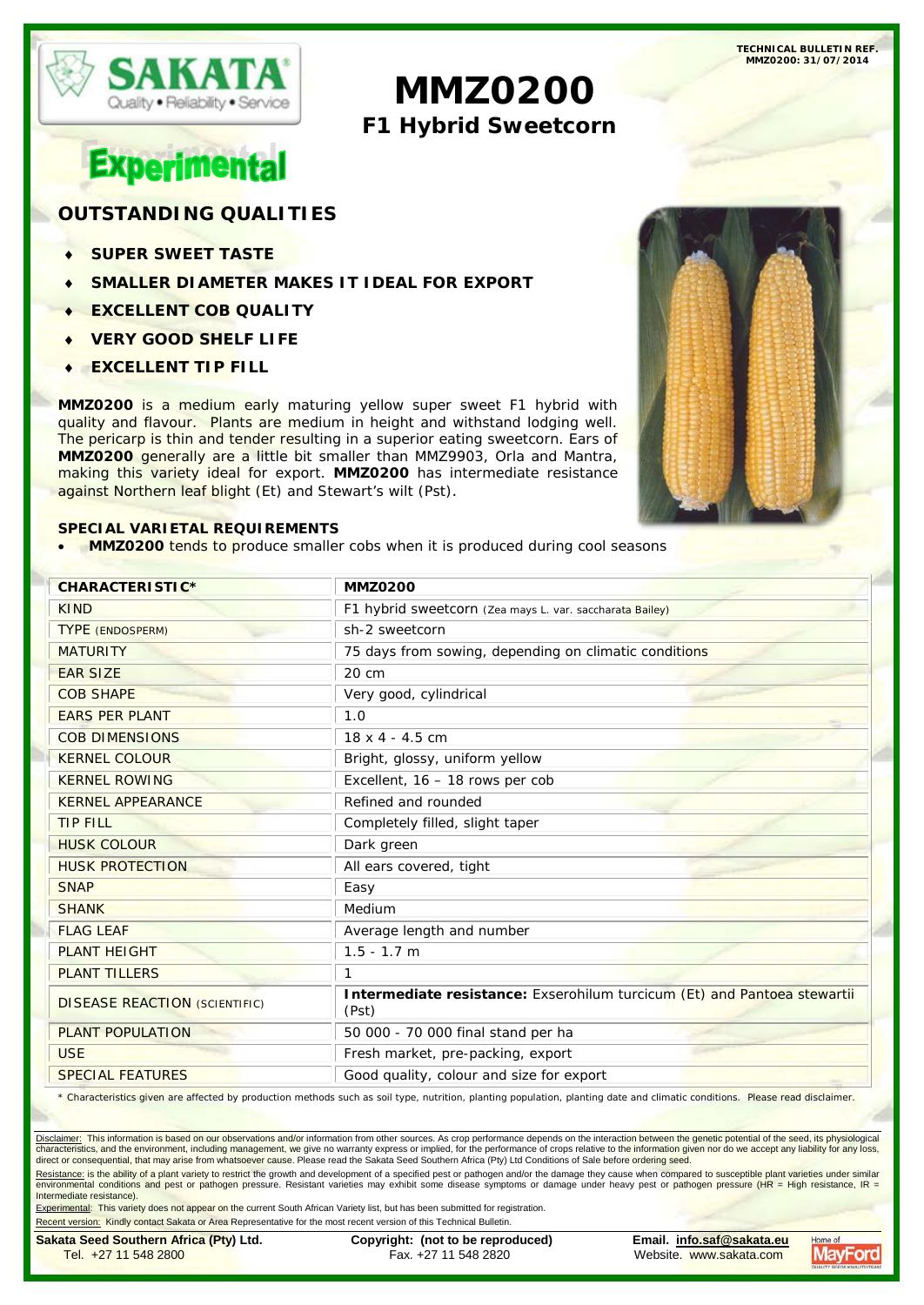TECHNICAL BULLETIN REF. MMZ0200: 31/07/2014

SAKATA
Quality • Reliability • Service

# MMZ0200

## F1 Hybrid Sweetcorn

**Experimental**

## OUTSTANDING QUALITIES

- **SUPER SWEET TASTE**
- **SMALLER DIAMETER MAKES IT IDEAL FOR EXPORT**
- **EXCELLENT COB QUALITY**
- **VERY GOOD SHELF LIFE**
- **EXCELLENT TIP FILL**

**MMZ0200** is a medium early maturing yellow super sweet F1 hybrid with quality and flavour. Plants are medium in height and withstand lodging well. The pericarp is thin and tender resulting in a superior eating sweetcorn. Ears of **MMZ0200** generally are a little bit smaller than MMZ9903, Orla and Mantra, making this variety ideal for export. **MMZ0200** has intermediate resistance against Northern leaf blight (Et) and Stewart's wilt (Pst).

### SPECIAL VARIETAL REQUIREMENTS

- **MMZ0200** tends to produce smaller cobs when it is produced during cool seasons

| CHARACTERISTIC* | MMZ0200 |
|---|---|
| KIND | F1 hybrid sweetcorn (*Zea mays* L. var. *saccharata* Bailey) |
| TYPE (ENDOSPERM) | sh-2 sweetcorn |
| MATURITY | 75 days from sowing, depending on climatic conditions |
| EAR SIZE | 20 cm |
| COB SHAPE | Very good, cylindrical |
| EARS PER PLANT | 1.0 |
| COB DIMENSIONS | 18 x 4 - 4.5 cm |
| KERNEL COLOUR | Bright, glossy, uniform yellow |
| KERNEL ROWING | Excellent, 16 – 18 rows per cob |
| KERNEL APPEARANCE | Refined and rounded |
| TIP FILL | Completely filled, slight taper |
| HUSK COLOUR | Dark green |
| HUSK PROTECTION | All ears covered, tight |
| SNAP | Easy |
| SHANK | Medium |
| FLAG LEAF | Average length and number |
| PLANT HEIGHT | 1.5 - 1.7 m |
| PLANT TILLERS | 1 |
| DISEASE REACTION (SCIENTIFIC) | **Intermediate resistance:** Exserohilum turcicum (Et) and Pantoea stewartii (Pst) |
| PLANT POPULATION | 50 000 - 70 000 final stand per ha |
| USE | Fresh market, pre-packing, export |
| SPECIAL FEATURES | Good quality, colour and size for export |

\* Characteristics given are affected by production methods such as soil type, nutrition, planting population, planting date and climatic conditions. Please read disclaimer.

Disclaimer: This information is based on our observations and/or information from other sources. As crop performance depends on the interaction between the genetic potential of the seed, its physiological characteristics, and the environment, including management, we give no warranty express or implied, for the performance of crops relative to the information given nor do we accept any liability for any loss, direct or consequential, that may arise from whatsoever cause. Please read the Sakata Seed Southern Africa (Pty) Ltd Conditions of Sale before ordering seed.

Resistance: is the ability of a plant variety to restrict the growth and development of a specified pest or pathogen and/or the damage they cause when compared to susceptible plant varieties under similar environmental conditions and pest or pathogen pressure. Resistant varieties may exhibit some disease symptoms or damage under heavy pest or pathogen pressure (HR = High resistance, IR = Intermediate resistance).

Experimental: This variety does not appear on the current South African Variety list, but has been submitted for registration.

Recent version: Kindly contact Sakata or Area Representative for the most recent version of this Technical Bulletin.

**Sakata Seed Southern Africa (Pty) Ltd.** Tel. +27 11 548 2800 | **Copyright: (not to be reproduced)** Fax. +27 11 548 2820 | **Email. info.saf@sakata.eu** Website. www.sakata.com

Home of MayFord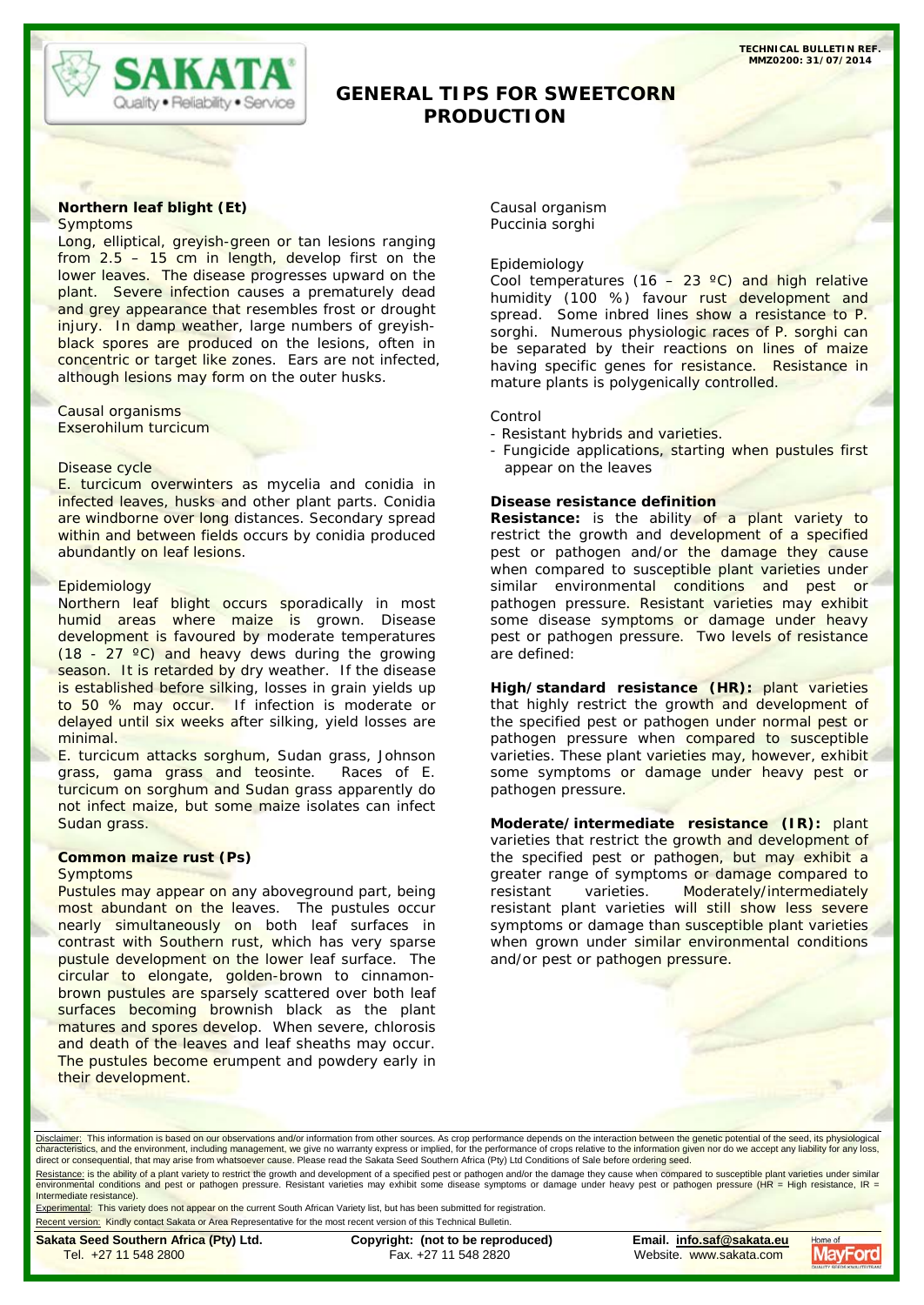# GENERAL TIPS FOR SWEETCORN PRODUCTION

TECHNICAL BULLETIN REF. MMZ0200: 31/07/2014

### Northern leaf blight (Et)

Symptoms

Long, elliptical, greyish-green or tan lesions ranging from 2.5 – 15 cm in length, develop first on the lower leaves. The disease progresses upward on the plant. Severe infection causes a prematurely dead and grey appearance that resembles frost or drought injury. In damp weather, large numbers of greyish-black spores are produced on the lesions, often in concentric or target like zones. Ears are not infected, although lesions may form on the outer husks.

Causal organisms
Exserohilum turcicum

Disease cycle

E. turcicum overwinters as mycelia and conidia in infected leaves, husks and other plant parts. Conidia are windborne over long distances. Secondary spread within and between fields occurs by conidia produced abundantly on leaf lesions.

Epidemiology

Northern leaf blight occurs sporadically in most humid areas where maize is grown. Disease development is favoured by moderate temperatures (18 - 27 ºC) and heavy dews during the growing season. It is retarded by dry weather. If the disease is established before silking, losses in grain yields up to 50 % may occur. If infection is moderate or delayed until six weeks after silking, yield losses are minimal.

E. turcicum attacks sorghum, Sudan grass, Johnson grass, gama grass and teosinte. Races of E. turcicum on sorghum and Sudan grass apparently do not infect maize, but some maize isolates can infect Sudan grass.

### Common maize rust (Ps)

Symptoms

Pustules may appear on any aboveground part, being most abundant on the leaves. The pustules occur nearly simultaneously on both leaf surfaces in contrast with Southern rust, which has very sparse pustule development on the lower leaf surface. The circular to elongate, golden-brown to cinnamon-brown pustules are sparsely scattered over both leaf surfaces becoming brownish black as the plant matures and spores develop. When severe, chlorosis and death of the leaves and leaf sheaths may occur. The pustules become erumpent and powdery early in their development.

Causal organism
Puccinia sorghi

Epidemiology

Cool temperatures (16 – 23 ºC) and high relative humidity (100 %) favour rust development and spread. Some inbred lines show a resistance to P. sorghi. Numerous physiologic races of P. sorghi can be separated by their reactions on lines of maize having specific genes for resistance. Resistance in mature plants is polygenically controlled.

Control

- Resistant hybrids and varieties.
- Fungicide applications, starting when pustules first appear on the leaves

### Disease resistance definition

**Resistance:** is the ability of a plant variety to restrict the growth and development of a specified pest or pathogen and/or the damage they cause when compared to susceptible plant varieties under similar environmental conditions and pest or pathogen pressure. Resistant varieties may exhibit some disease symptoms or damage under heavy pest or pathogen pressure. Two levels of resistance are defined:

**High/standard resistance (HR):** plant varieties that highly restrict the growth and development of the specified pest or pathogen under normal pest or pathogen pressure when compared to susceptible varieties. These plant varieties may, however, exhibit some symptoms or damage under heavy pest or pathogen pressure.

**Moderate/intermediate resistance (IR):** plant varieties that restrict the growth and development of the specified pest or pathogen, but may exhibit a greater range of symptoms or damage compared to resistant varieties. Moderately/intermediately resistant plant varieties will still show less severe symptoms or damage than susceptible plant varieties when grown under similar environmental conditions and/or pest or pathogen pressure.

Disclaimer: This information is based on our observations and/or information from other sources. As crop performance depends on the interaction between the genetic potential of the seed, its physiological characteristics, and the environment, including management, we give no warranty express or implied, for the performance of crops relative to the information given nor do we accept any liability for any loss, direct or consequential, that may arise from whatsoever cause. Please read the Sakata Seed Southern Africa (Pty) Ltd Conditions of Sale before ordering seed.

Resistance: is the ability of a plant variety to restrict the growth and development of a specified pest or pathogen and/or the damage they cause when compared to susceptible plant varieties under similar environmental conditions and pest or pathogen pressure. Resistant varieties may exhibit some disease symptoms or damage under heavy pest or pathogen pressure (HR = High resistance, IR = Intermediate resistance).

Experimental: This variety does not appear on the current South African Variety list, but has been submitted for registration.

Recent version: Kindly contact Sakata or Area Representative for the most recent version of this Technical Bulletin.

**Sakata Seed Southern Africa (Pty) Ltd.** Tel. +27 11 548 2800
**Copyright: (not to be reproduced)** Fax. +27 11 548 2820
**Email. info.saf@sakata.eu** Website. www.sakata.com